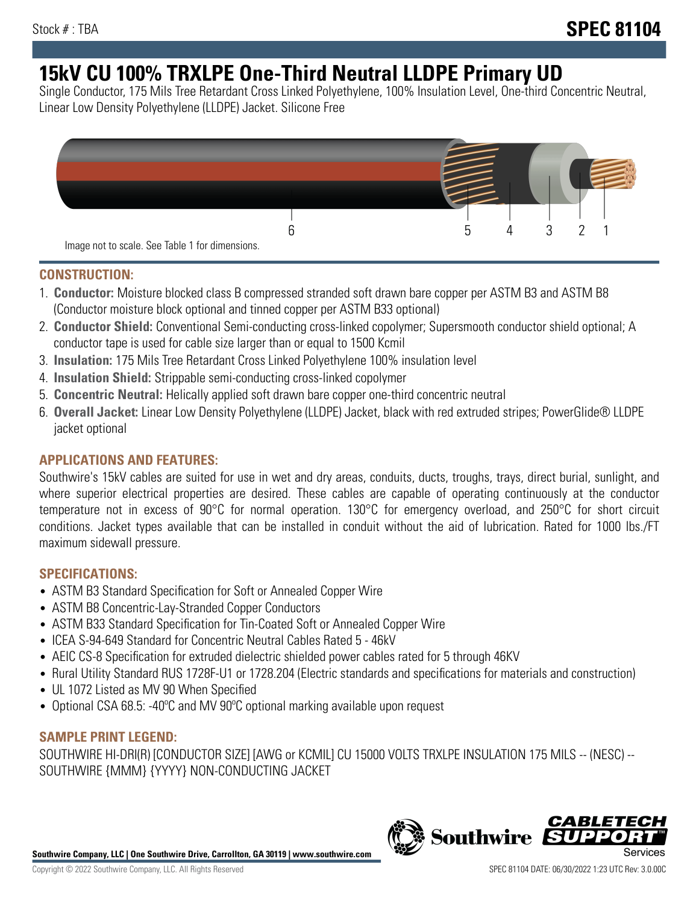Stock # : TBA

# SPEC 81104

# 15kV CU 100% TRXLPE One-Third Neutral LLDPE Primary UD

Single Conductor, 175 Mils Tree Retardant Cross Linked Polyethylene, 100% Insulation Level, One-third Concentric Neutral, Linear Low Density Polyethylene (LLDPE) Jacket. Silicone Free

6 5 4 3 2 1

Image not to scale. See Table 1 for dimensions.

## CONSTRUCTION:

1. **Conductor:** Moisture blocked class B compressed stranded soft drawn bare copper per ASTM B3 and ASTM B8 (Conductor moisture block optional and tinned copper per ASTM B33 optional)
2. **Conductor Shield:** Conventional Semi-conducting cross-linked copolymer; Supersmooth conductor shield optional; A conductor tape is used for cable size larger than or equal to 1500 Kcmil
3. **Insulation:** 175 Mils Tree Retardant Cross Linked Polyethylene 100% insulation level
4. **Insulation Shield:** Strippable semi-conducting cross-linked copolymer
5. **Concentric Neutral:** Helically applied soft drawn bare copper one-third concentric neutral
6. **Overall Jacket:** Linear Low Density Polyethylene (LLDPE) Jacket, black with red extruded stripes; PowerGlide® LLDPE jacket optional

## APPLICATIONS AND FEATURES:

Southwire's 15kV cables are suited for use in wet and dry areas, conduits, ducts, troughs, trays, direct burial, sunlight, and where superior electrical properties are desired. These cables are capable of operating continuously at the conductor temperature not in excess of 90°C for normal operation. 130°C for emergency overload, and 250°C for short circuit conditions. Jacket types available that can be installed in conduit without the aid of lubrication. Rated for 1000 lbs./FT maximum sidewall pressure.

## SPECIFICATIONS:

- ASTM B3 Standard Specification for Soft or Annealed Copper Wire
- ASTM B8 Concentric-Lay-Stranded Copper Conductors
- ASTM B33 Standard Specification for Tin-Coated Soft or Annealed Copper Wire
- ICEA S-94-649 Standard for Concentric Neutral Cables Rated 5 - 46kV
- AEIC CS-8 Specification for extruded dielectric shielded power cables rated for 5 through 46KV
- Rural Utility Standard RUS 1728F-U1 or 1728.204 (Electric standards and specifications for materials and construction)
- UL 1072 Listed as MV 90 When Specified
- Optional CSA 68.5: -40ºC and MV 90ºC optional marking available upon request

## SAMPLE PRINT LEGEND:

SOUTHWIRE HI-DRI(R) [CONDUCTOR SIZE] [AWG or KCMIL] CU 15000 VOLTS TRXLPE INSULATION 175 MILS -- (NESC) -- SOUTHWIRE {MMM} {YYYY} NON-CONDUCTING JACKET

**Southwire Company, LLC | One Southwire Drive, Carrollton, GA 30119 | www.southwire.com**

Copyright © 2022 Southwire Company, LLC. All Rights Reserved

SPEC 81104 DATE: 06/30/2022 1:23 UTC Rev: 3.0.00C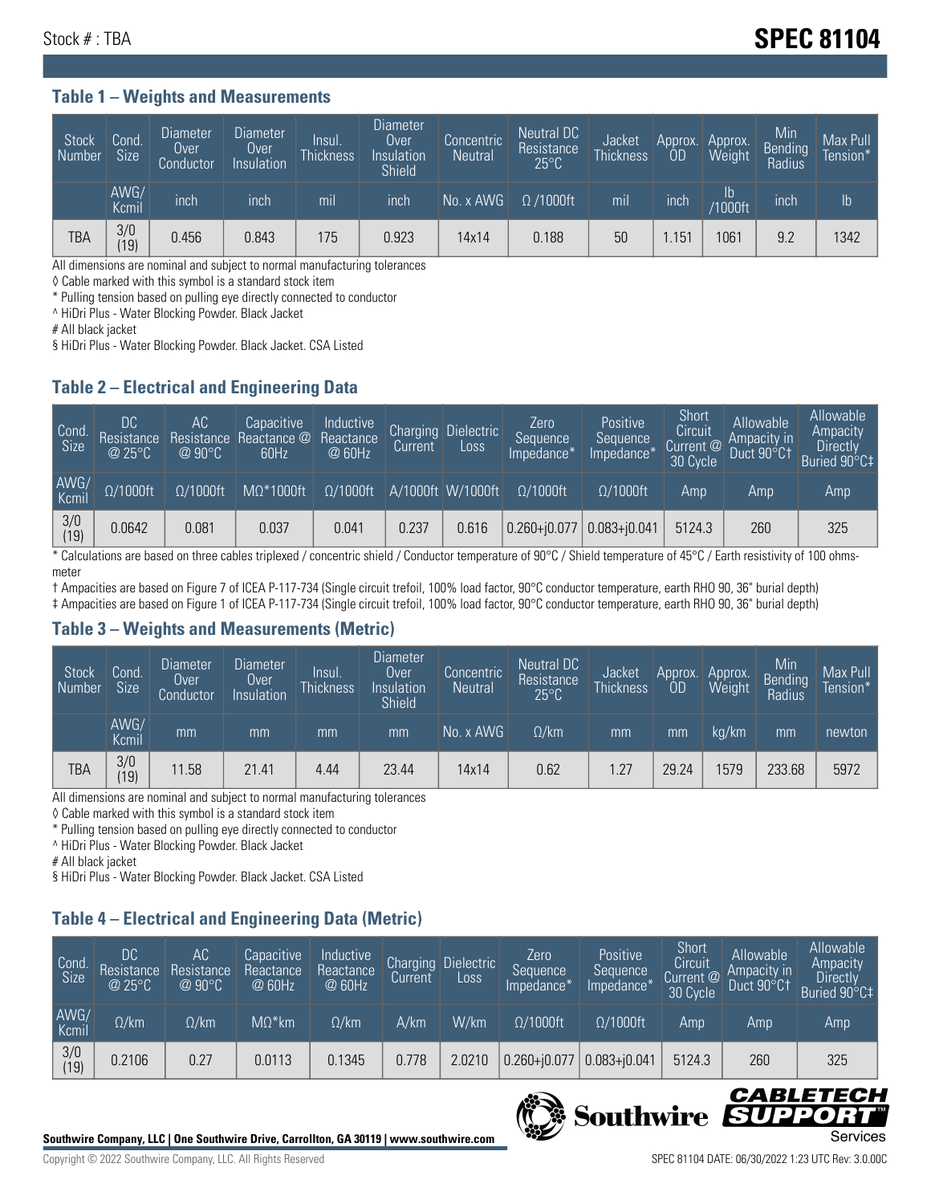Stock # : TBA

# SPEC 81104

### Table 1 – Weights and Measurements

| Stock Number | Cond. Size | Diameter Over Conductor | Diameter Over Insulation | Insul. Thickness | Diameter Over Insulation Shield | Concentric Neutral | Neutral DC Resistance 25°C | Jacket Thickness | Approx. OD | Approx. Weight | Min Bending Radius | Max Pull Tension* |
|---|---|---|---|---|---|---|---|---|---|---|---|---|
| | AWG/ Kcmil | inch | inch | mil | inch | No. x AWG | Ω /1000ft | mil | inch | lb /1000ft | inch | lb |
| TBA | 3/0 (19) | 0.456 | 0.843 | 175 | 0.923 | 14x14 | 0.188 | 50 | 1.151 | 1061 | 9.2 | 1342 |

All dimensions are nominal and subject to normal manufacturing tolerances

◊ Cable marked with this symbol is a standard stock item

* Pulling tension based on pulling eye directly connected to conductor

^ HiDri Plus - Water Blocking Powder. Black Jacket

# All black jacket

§ HiDri Plus - Water Blocking Powder. Black Jacket. CSA Listed

### Table 2 – Electrical and Engineering Data

| Cond. Size | DC Resistance @ 25°C | AC Resistance @ 90°C | Capacitive Reactance @ 60Hz | Inductive Reactance @ 60Hz | Charging Current | Dielectric Loss | Zero Sequence Impedance* | Positive Sequence Impedance* | Short Circuit Current @ 30 Cycle | Allowable Ampacity in Duct 90°C† | Allowable Ampacity Directly Buried 90°C‡ |
|---|---|---|---|---|---|---|---|---|---|---|---|
| AWG/ Kcmil | Ω/1000ft | Ω/1000ft | MΩ*1000ft | Ω/1000ft | A/1000ft | W/1000ft | Ω/1000ft | Ω/1000ft | Amp | Amp | Amp |
| 3/0 (19) | 0.0642 | 0.081 | 0.037 | 0.041 | 0.237 | 0.616 | 0.260+j0.077 | 0.083+j0.041 | 5124.3 | 260 | 325 |

* Calculations are based on three cables triplexed / concentric shield / Conductor temperature of 90°C / Shield temperature of 45°C / Earth resistivity of 100 ohms-meter

† Ampacities are based on Figure 7 of ICEA P-117-734 (Single circuit trefoil, 100% load factor, 90°C conductor temperature, earth RHO 90, 36" burial depth)

‡ Ampacities are based on Figure 1 of ICEA P-117-734 (Single circuit trefoil, 100% load factor, 90°C conductor temperature, earth RHO 90, 36" burial depth)

### Table 3 – Weights and Measurements (Metric)

| Stock Number | Cond. Size | Diameter Over Conductor | Diameter Over Insulation | Insul. Thickness | Diameter Over Insulation Shield | Concentric Neutral | Neutral DC Resistance 25°C | Jacket Thickness | Approx. OD | Approx. Weight | Min Bending Radius | Max Pull Tension* |
|---|---|---|---|---|---|---|---|---|---|---|---|---|
| | AWG/ Kcmil | mm | mm | mm | mm | No. x AWG | Ω/km | mm | mm | kg/km | mm | newton |
| TBA | 3/0 (19) | 11.58 | 21.41 | 4.44 | 23.44 | 14x14 | 0.62 | 1.27 | 29.24 | 1579 | 233.68 | 5972 |

All dimensions are nominal and subject to normal manufacturing tolerances

◊ Cable marked with this symbol is a standard stock item

* Pulling tension based on pulling eye directly connected to conductor

^ HiDri Plus - Water Blocking Powder. Black Jacket

# All black jacket

§ HiDri Plus - Water Blocking Powder. Black Jacket. CSA Listed

### Table 4 – Electrical and Engineering Data (Metric)

| Cond. Size | DC Resistance @ 25°C | AC Resistance @ 90°C | Capacitive Reactance @ 60Hz | Inductive Reactance @ 60Hz | Charging Current | Dielectric Loss | Zero Sequence Impedance* | Positive Sequence Impedance* | Short Circuit Current @ 30 Cycle | Allowable Ampacity in Duct 90°C† | Allowable Ampacity Directly Buried 90°C‡ |
|---|---|---|---|---|---|---|---|---|---|---|---|
| AWG/ Kcmil | Ω/km | Ω/km | MΩ*km | Ω/km | A/km | W/km | Ω/1000ft | Ω/1000ft | Amp | Amp | Amp |
| 3/0 (19) | 0.2106 | 0.27 | 0.0113 | 0.1345 | 0.778 | 2.0210 | 0.260+j0.077 | 0.083+j0.041 | 5124.3 | 260 | 325 |

**Southwire Company, LLC | One Southwire Drive, Carrollton, GA 30119 | www.southwire.com**

Copyright © 2022 Southwire Company, LLC. All Rights Reserved

SPEC 81104 DATE: 06/30/2022 1:23 UTC Rev: 3.0.00C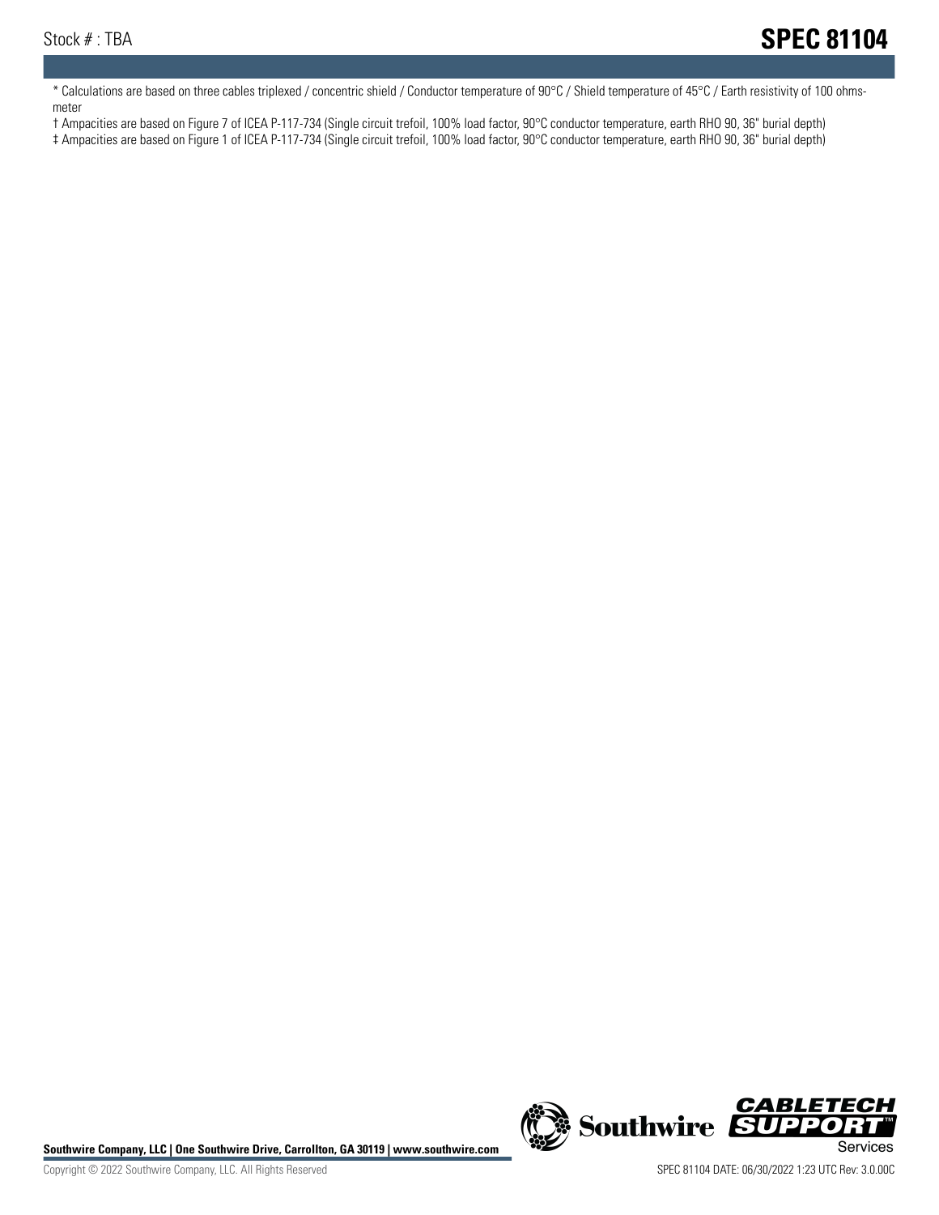* Calculations are based on three cables triplexed / concentric shield / Conductor temperature of 90°C / Shield temperature of 45°C / Earth resistivity of 100 ohms-meter

† Ampacities are based on Figure 7 of ICEA P-117-734 (Single circuit trefoil, 100% load factor, 90°C conductor temperature, earth RHO 90, 36" burial depth)

‡ Ampacities are based on Figure 1 of ICEA P-117-734 (Single circuit trefoil, 100% load factor, 90°C conductor temperature, earth RHO 90, 36" burial depth)